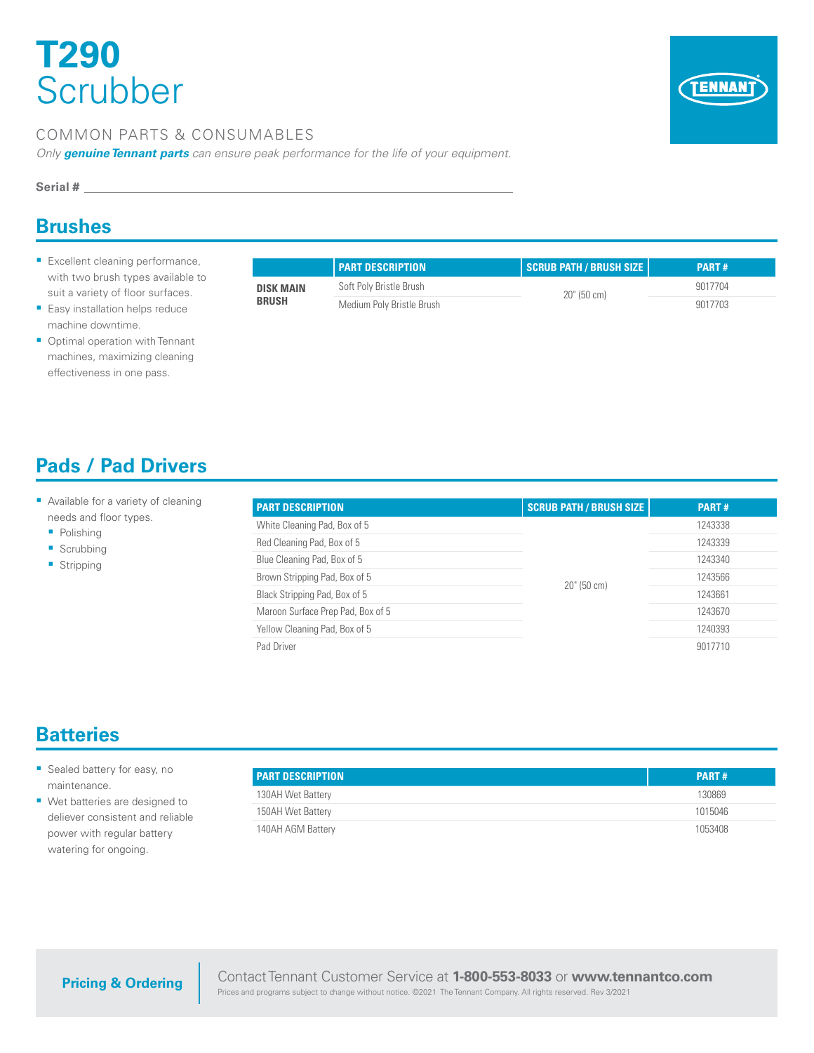# T290 Scrubber

COMMON PARTS & CONSUMABLES

*Only **genuine Tennant parts** can ensure peak performance for the life of your equipment.*

**Serial #** ______________________________

## Brushes

- Excellent cleaning performance, with two brush types available to suit a variety of floor surfaces.
- Easy installation helps reduce machine downtime.
- Optimal operation with Tennant machines, maximizing cleaning effectiveness in one pass.

| | PART DESCRIPTION | SCRUB PATH / BRUSH SIZE | PART # |
|---|---|---|---|
| **DISK MAIN BRUSH** | Soft Poly Bristle Brush | 20" (50 cm) | 9017704 |
| | Medium Poly Bristle Brush | | 9017703 |

## Pads / Pad Drivers

- Available for a variety of cleaning needs and floor types.
  - Polishing
  - Scrubbing
  - Stripping

| PART DESCRIPTION | SCRUB PATH / BRUSH SIZE | PART # |
|---|---|---|
| White Cleaning Pad, Box of 5 | 20" (50 cm) | 1243338 |
| Red Cleaning Pad, Box of 5 | | 1243339 |
| Blue Cleaning Pad, Box of 5 | | 1243340 |
| Brown Stripping Pad, Box of 5 | | 1243566 |
| Black Stripping Pad, Box of 5 | | 1243661 |
| Maroon Surface Prep Pad, Box of 5 | | 1243670 |
| Yellow Cleaning Pad, Box of 5 | | 1240393 |
| Pad Driver | | 9017710 |

## Batteries

- Sealed battery for easy, no maintenance.
- Wet batteries are designed to deliever consistent and reliable power with regular battery watering for ongoing.

| PART DESCRIPTION | PART # |
|---|---|
| 130AH Wet Battery | 130869 |
| 150AH Wet Battery | 1015046 |
| 140AH AGM Battery | 1053408 |

**Pricing & Ordering**

Contact Tennant Customer Service at **1-800-553-8033** or **www.tennantco.com**

Prices and programs subject to change without notice. ©2021 The Tennant Company. All rights reserved. Rev 3/2021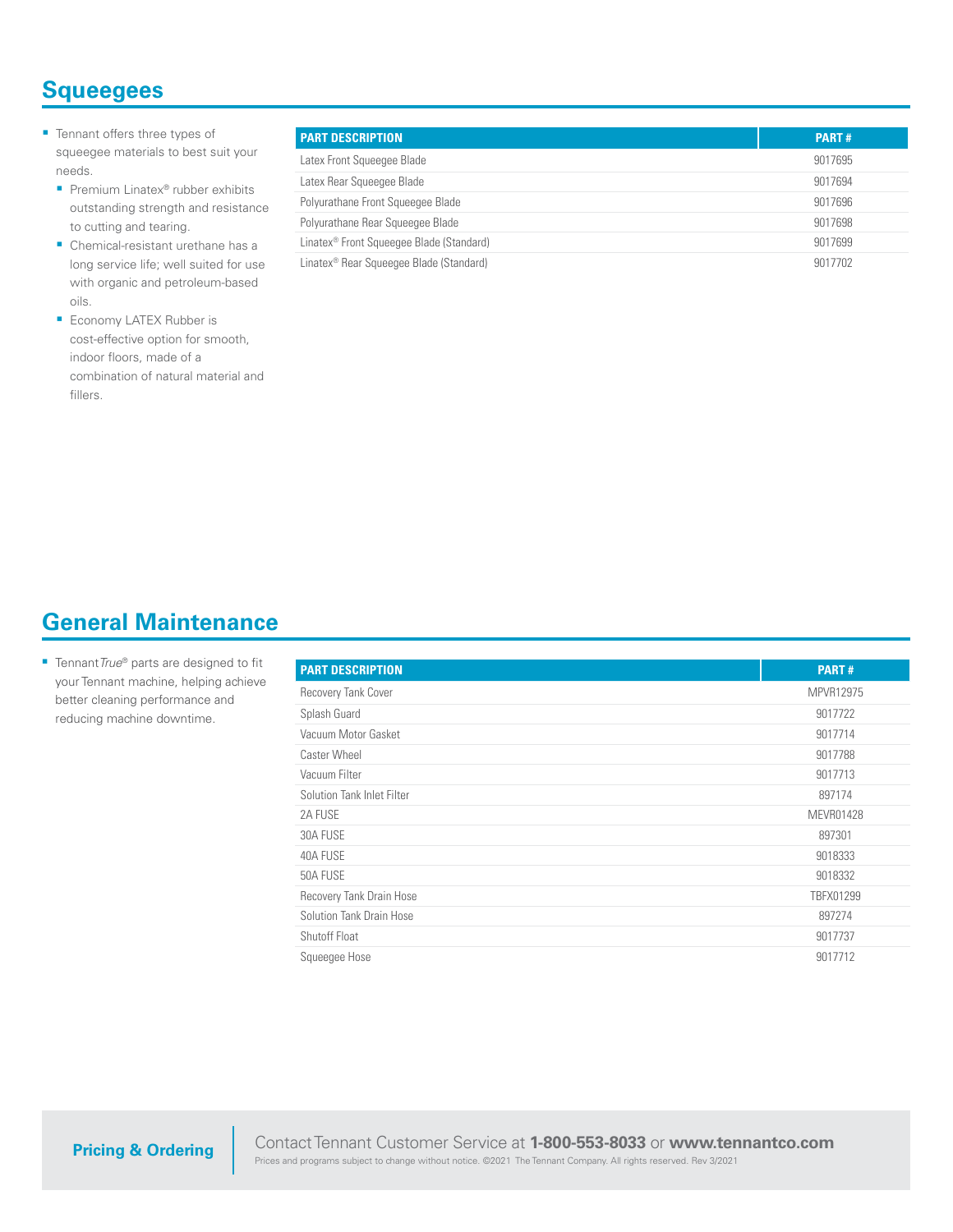## Squeegees

- Tennant offers three types of squeegee materials to best suit your needs.
  - Premium Linatex® rubber exhibits outstanding strength and resistance to cutting and tearing.
  - Chemical-resistant urethane has a long service life; well suited for use with organic and petroleum-based oils.
  - Economy LATEX Rubber is cost-effective option for smooth, indoor floors, made of a combination of natural material and fillers.

| PART DESCRIPTION | PART # |
|---|---|
| Latex Front Squeegee Blade | 9017695 |
| Latex Rear Squeegee Blade | 9017694 |
| Polyurathane Front Squeegee Blade | 9017696 |
| Polyurathane Rear Squeegee Blade | 9017698 |
| Linatex® Front Squeegee Blade (Standard) | 9017699 |
| Linatex® Rear Squeegee Blade (Standard) | 9017702 |

## General Maintenance

- Tennant *True*® parts are designed to fit your Tennant machine, helping achieve better cleaning performance and reducing machine downtime.

| PART DESCRIPTION | PART # |
|---|---|
| Recovery Tank Cover | MPVR12975 |
| Splash Guard | 9017722 |
| Vacuum Motor Gasket | 9017714 |
| Caster Wheel | 9017788 |
| Vacuum Filter | 9017713 |
| Solution Tank Inlet Filter | 897174 |
| 2A FUSE | MEVR01428 |
| 30A FUSE | 897301 |
| 40A FUSE | 9018333 |
| 50A FUSE | 9018332 |
| Recovery Tank Drain Hose | TBFX01299 |
| Solution Tank Drain Hose | 897274 |
| Shutoff Float | 9017737 |
| Squeegee Hose | 9017712 |

**Pricing & Ordering**

Contact Tennant Customer Service at **1-800-553-8033** or **www.tennantco.com**

Prices and programs subject to change without notice. ©2021 The Tennant Company. All rights reserved. Rev 3/2021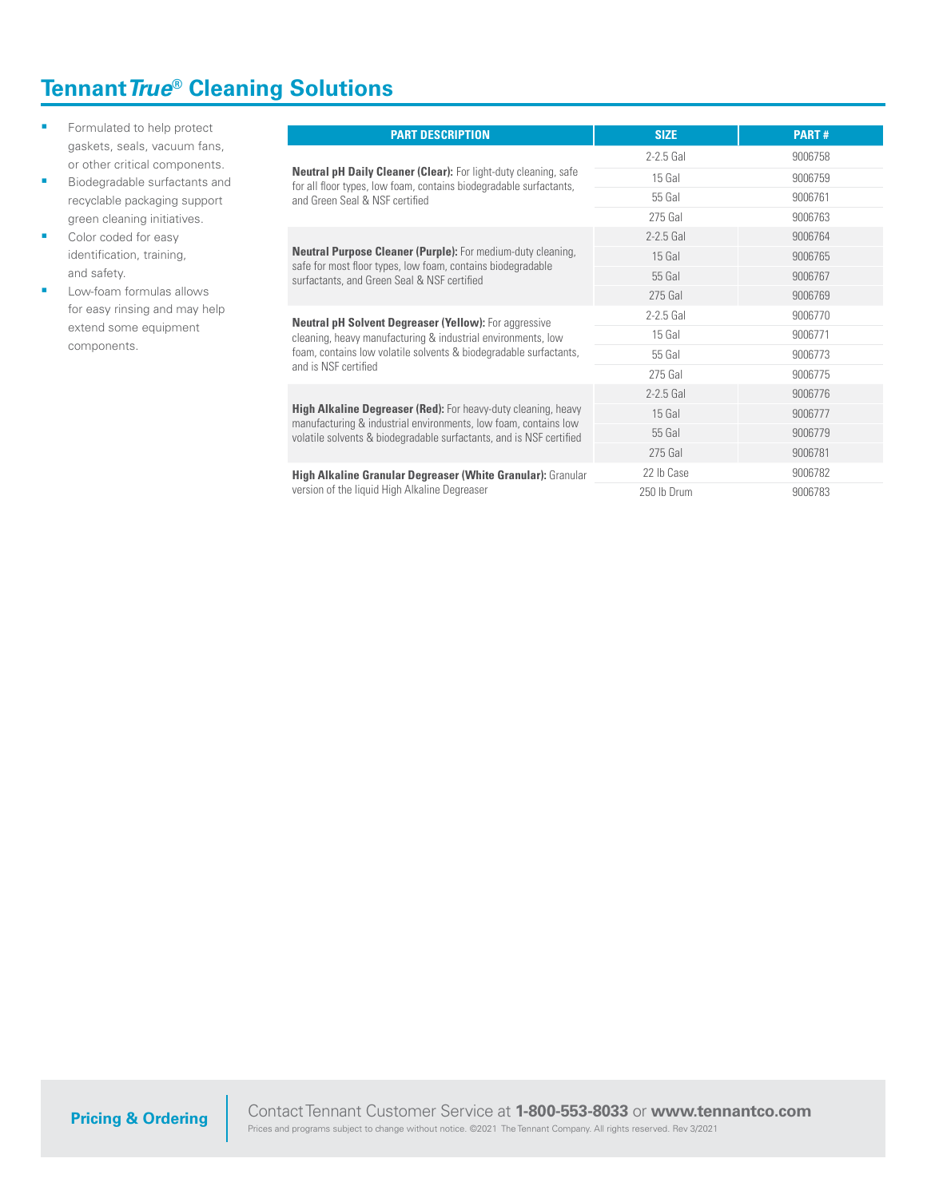## Tennant *True*® Cleaning Solutions

- Formulated to help protect gaskets, seals, vacuum fans, or other critical components.
- Biodegradable surfactants and recyclable packaging support green cleaning initiatives.
- Color coded for easy identification, training, and safety.
- Low-foam formulas allows for easy rinsing and may help extend some equipment components.

| PART DESCRIPTION | SIZE | PART # |
|---|---|---|
| **Neutral pH Daily Cleaner (Clear):** For light-duty cleaning, safe for all floor types, low foam, contains biodegradable surfactants, and Green Seal & NSF certified | 2-2.5 Gal | 9006758 |
| | 15 Gal | 9006759 |
| | 55 Gal | 9006761 |
| | 275 Gal | 9006763 |
| **Neutral Purpose Cleaner (Purple):** For medium-duty cleaning, safe for most floor types, low foam, contains biodegradable surfactants, and Green Seal & NSF certified | 2-2.5 Gal | 9006764 |
| | 15 Gal | 9006765 |
| | 55 Gal | 9006767 |
| | 275 Gal | 9006769 |
| **Neutral pH Solvent Degreaser (Yellow):** For aggressive cleaning, heavy manufacturing & industrial environments, low foam, contains low volatile solvents & biodegradable surfactants, and is NSF certified | 2-2.5 Gal | 9006770 |
| | 15 Gal | 9006771 |
| | 55 Gal | 9006773 |
| | 275 Gal | 9006775 |
| **High Alkaline Degreaser (Red):** For heavy-duty cleaning, heavy manufacturing & industrial environments, low foam, contains low volatile solvents & biodegradable surfactants, and is NSF certified | 2-2.5 Gal | 9006776 |
| | 15 Gal | 9006777 |
| | 55 Gal | 9006779 |
| | 275 Gal | 9006781 |
| **High Alkaline Granular Degreaser (White Granular):** Granular version of the liquid High Alkaline Degreaser | 22 lb Case | 9006782 |
| | 250 lb Drum | 9006783 |

**Pricing & Ordering**

Contact Tennant Customer Service at **1-800-553-8033** or **www.tennantco.com**

Prices and programs subject to change without notice. ©2021 The Tennant Company. All rights reserved. Rev 3/2021